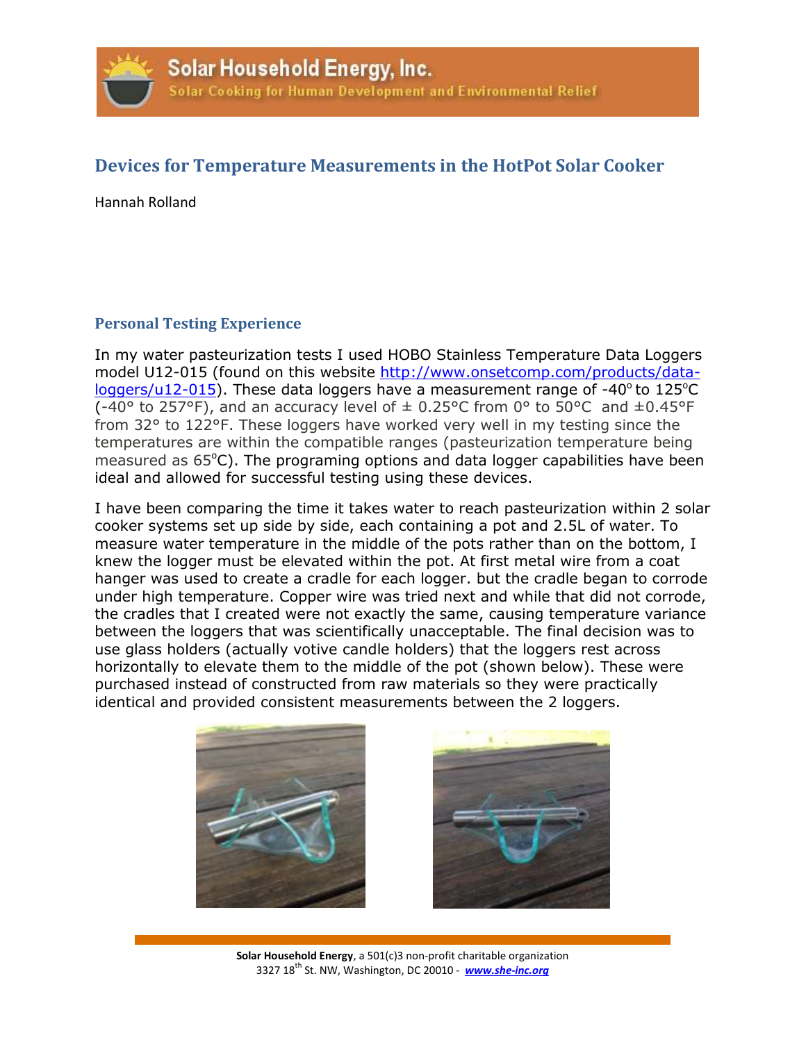# Devices for Temperature Measurements in the HotPot Solar Cooker

Hannah Rolland

## Personal Testing Experience

In my water pasteurization tests I used HOBO Stainless Temperature Data Loggers model U12-015 (found on this website http://www.onsetcomp.com/products/data-loggers/u12-015). These data loggers have a measurement range of -40° to 125°C (-40° to 257°F), and an accuracy level of ± 0.25°C from 0° to 50°C and ±0.45°F from 32° to 122°F. These loggers have worked very well in my testing since the temperatures are within the compatible ranges (pasteurization temperature being measured as 65°C). The programing options and data logger capabilities have been ideal and allowed for successful testing using these devices.

I have been comparing the time it takes water to reach pasteurization within 2 solar cooker systems set up side by side, each containing a pot and 2.5L of water. To measure water temperature in the middle of the pots rather than on the bottom, I knew the logger must be elevated within the pot. At first metal wire from a coat hanger was used to create a cradle for each logger. but the cradle began to corrode under high temperature. Copper wire was tried next and while that did not corrode, the cradles that I created were not exactly the same, causing temperature variance between the loggers that was scientifically unacceptable. The final decision was to use glass holders (actually votive candle holders) that the loggers rest across horizontally to elevate them to the middle of the pot (shown below). These were purchased instead of constructed from raw materials so they were practically identical and provided consistent measurements between the 2 loggers.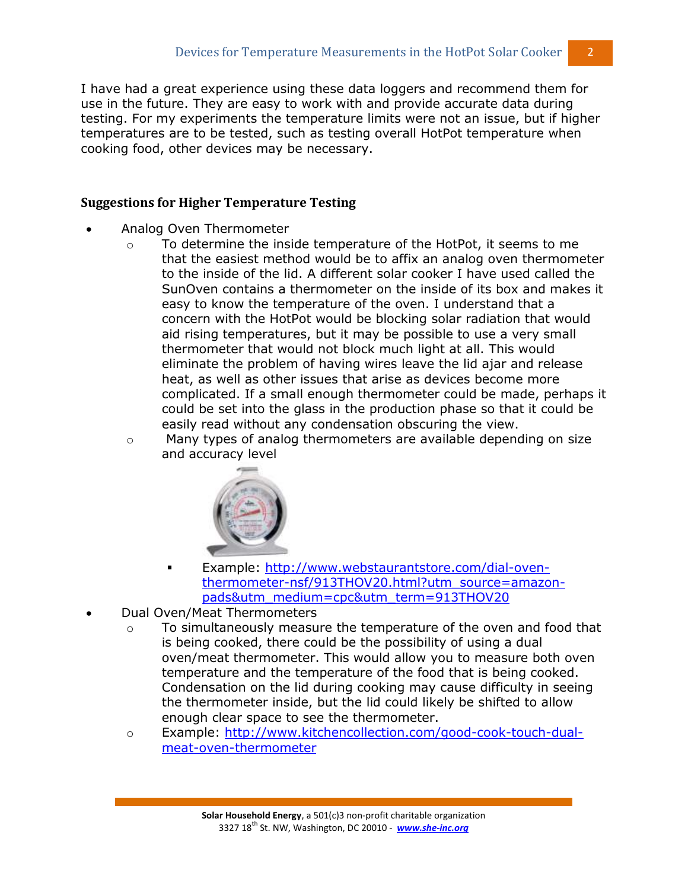I have had a great experience using these data loggers and recommend them for use in the future. They are easy to work with and provide accurate data during testing. For my experiments the temperature limits were not an issue, but if higher temperatures are to be tested, such as testing overall HotPot temperature when cooking food, other devices may be necessary.

### Suggestions for Higher Temperature Testing

- Analog Oven Thermometer
  - To determine the inside temperature of the HotPot, it seems to me that the easiest method would be to affix an analog oven thermometer to the inside of the lid. A different solar cooker I have used called the SunOven contains a thermometer on the inside of its box and makes it easy to know the temperature of the oven. I understand that a concern with the HotPot would be blocking solar radiation that would aid rising temperatures, but it may be possible to use a very small thermometer that would not block much light at all. This would eliminate the problem of having wires leave the lid ajar and release heat, as well as other issues that arise as devices become more complicated. If a small enough thermometer could be made, perhaps it could be set into the glass in the production phase so that it could be easily read without any condensation obscuring the view.
  - Many types of analog thermometers are available depending on size and accuracy level
    - Example: http://www.webstaurantstore.com/dial-oven-thermometer-nsf/913THOV20.html?utm_source=amazon-pads&utm_medium=cpc&utm_term=913THOV20
- Dual Oven/Meat Thermometers
  - To simultaneously measure the temperature of the oven and food that is being cooked, there could be the possibility of using a dual oven/meat thermometer. This would allow you to measure both oven temperature and the temperature of the food that is being cooked. Condensation on the lid during cooking may cause difficulty in seeing the thermometer inside, but the lid could likely be shifted to allow enough clear space to see the thermometer.
  - Example: http://www.kitchencollection.com/good-cook-touch-dual-meat-oven-thermometer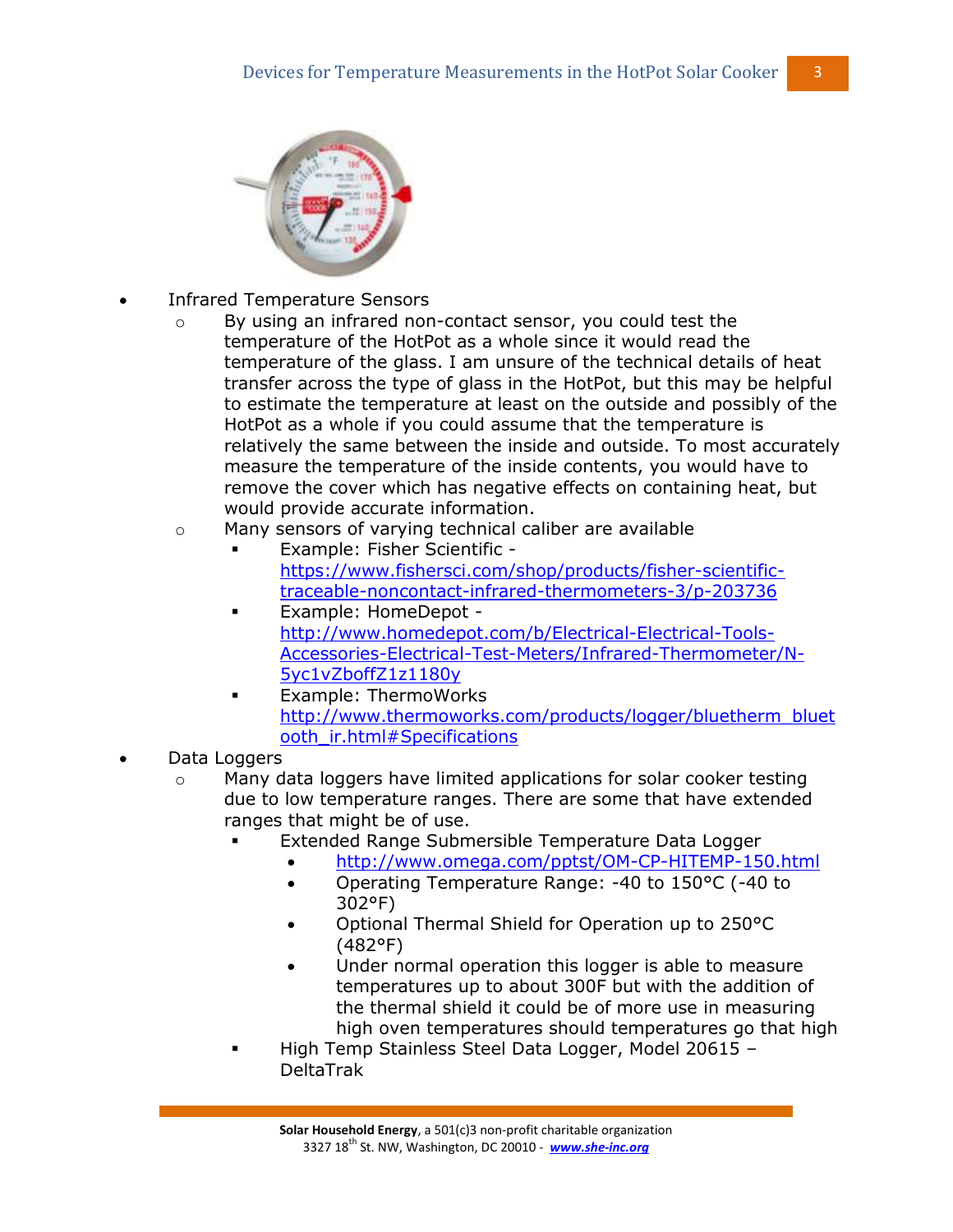- Infrared Temperature Sensors
  - By using an infrared non-contact sensor, you could test the temperature of the HotPot as a whole since it would read the temperature of the glass. I am unsure of the technical details of heat transfer across the type of glass in the HotPot, but this may be helpful to estimate the temperature at least on the outside and possibly of the HotPot as a whole if you could assume that the temperature is relatively the same between the inside and outside. To most accurately measure the temperature of the inside contents, you would have to remove the cover which has negative effects on containing heat, but would provide accurate information.
  - Many sensors of varying technical caliber are available
    - Example: Fisher Scientific - https://www.fishersci.com/shop/products/fisher-scientific-traceable-noncontact-infrared-thermometers-3/p-203736
    - Example: HomeDepot - http://www.homedepot.com/b/Electrical-Electrical-Tools-Accessories-Electrical-Test-Meters/Infrared-Thermometer/N-5yc1vZboffZ1z1180y
    - Example: ThermoWorks http://www.thermoworks.com/products/logger/bluetherm_bluetooth_ir.html#Specifications
- Data Loggers
  - Many data loggers have limited applications for solar cooker testing due to low temperature ranges. There are some that have extended ranges that might be of use.
    - Extended Range Submersible Temperature Data Logger
      - http://www.omega.com/pptst/OM-CP-HITEMP-150.html
      - Operating Temperature Range: -40 to 150°C (-40 to 302°F)
      - Optional Thermal Shield for Operation up to 250°C (482°F)
      - Under normal operation this logger is able to measure temperatures up to about 300F but with the addition of the thermal shield it could be of more use in measuring high oven temperatures should temperatures go that high
    - High Temp Stainless Steel Data Logger, Model 20615 – DeltaTrak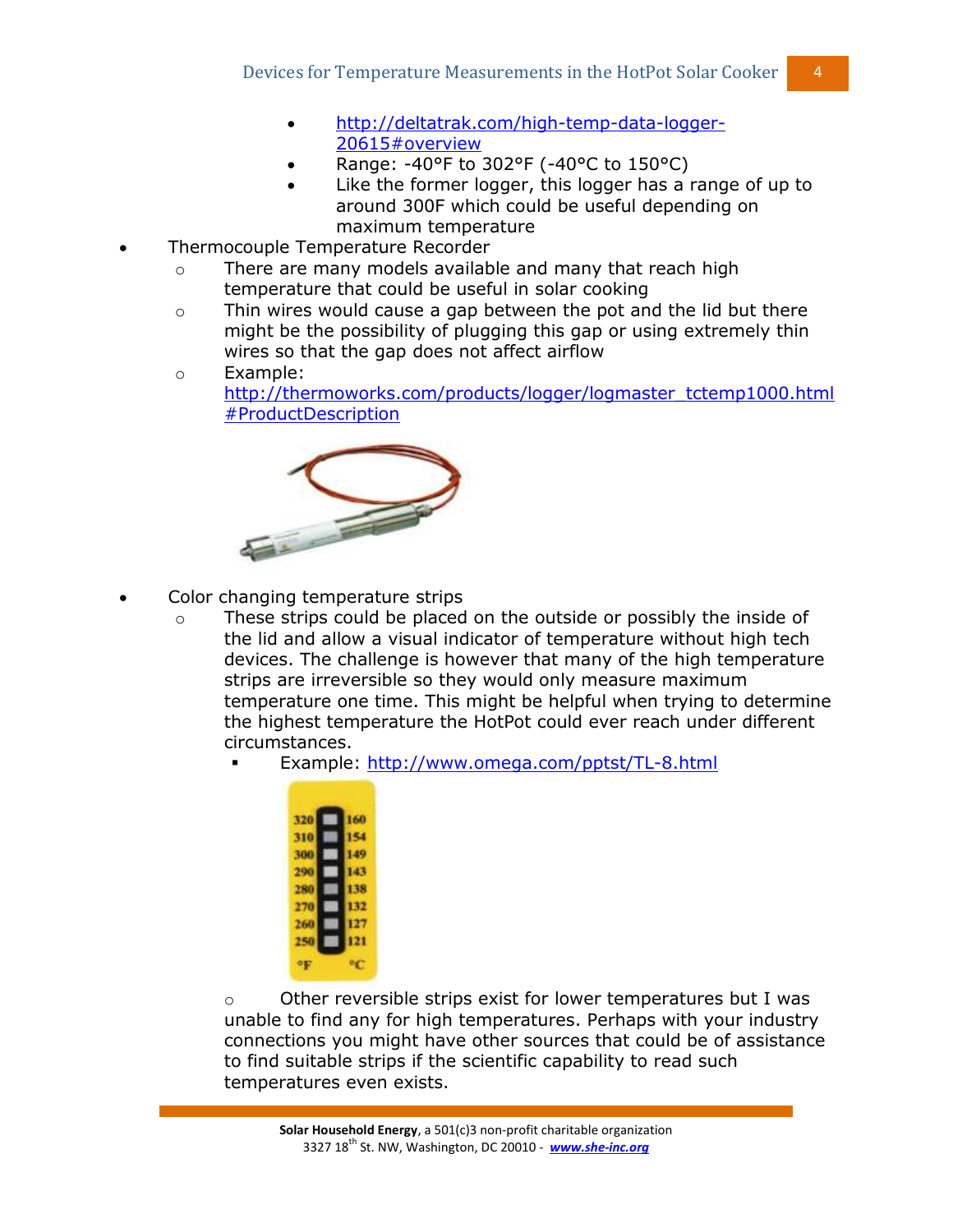- http://deltatrak.com/high-temp-data-logger-20615#overview
    - Range: -40°F to 302°F (-40°C to 150°C)
    - Like the former logger, this logger has a range of up to around 300F which could be useful depending on maximum temperature
- Thermocouple Temperature Recorder
    - There are many models available and many that reach high temperature that could be useful in solar cooking
    - Thin wires would cause a gap between the pot and the lid but there might be the possibility of plugging this gap or using extremely thin wires so that the gap does not affect airflow
    - Example: http://thermoworks.com/products/logger/logmaster_tctemp1000.html#ProductDescription
- Color changing temperature strips
    - These strips could be placed on the outside or possibly the inside of the lid and allow a visual indicator of temperature without high tech devices. The challenge is however that many of the high temperature strips are irreversible so they would only measure maximum temperature one time. This might be helpful when trying to determine the highest temperature the HotPot could ever reach under different circumstances.
        - Example: http://www.omega.com/pptst/TL-8.html
    - Other reversible strips exist for lower temperatures but I was unable to find any for high temperatures. Perhaps with your industry connections you might have other sources that could be of assistance to find suitable strips if the scientific capability to read such temperatures even exists.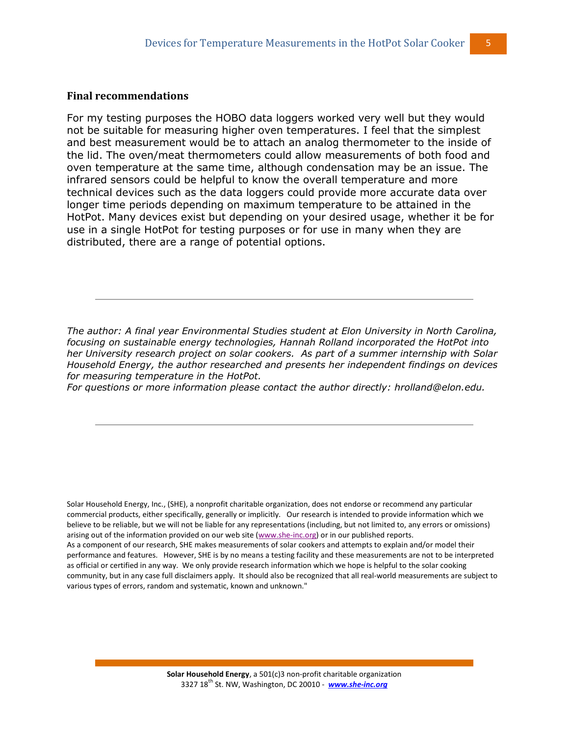## Final recommendations

For my testing purposes the HOBO data loggers worked very well but they would not be suitable for measuring higher oven temperatures. I feel that the simplest and best measurement would be to attach an analog thermometer to the inside of the lid. The oven/meat thermometers could allow measurements of both food and oven temperature at the same time, although condensation may be an issue. The infrared sensors could be helpful to know the overall temperature and more technical devices such as the data loggers could provide more accurate data over longer time periods depending on maximum temperature to be attained in the HotPot. Many devices exist but depending on your desired usage, whether it be for use in a single HotPot for testing purposes or for use in many when they are distributed, there are a range of potential options.

---

*The author: A final year Environmental Studies student at Elon University in North Carolina, focusing on sustainable energy technologies, Hannah Rolland incorporated the HotPot into her University research project on solar cookers. As part of a summer internship with Solar Household Energy, the author researched and presents her independent findings on devices for measuring temperature in the HotPot.*
*For questions or more information please contact the author directly: hrolland@elon.edu.*

---

Solar Household Energy, Inc., (SHE), a nonprofit charitable organization, does not endorse or recommend any particular commercial products, either specifically, generally or implicitly. Our research is intended to provide information which we believe to be reliable, but we will not be liable for any representations (including, but not limited to, any errors or omissions) arising out of the information provided on our web site (www.she-inc.org) or in our published reports.
As a component of our research, SHE makes measurements of solar cookers and attempts to explain and/or model their performance and features. However, SHE is by no means a testing facility and these measurements are not to be interpreted as official or certified in any way. We only provide research information which we hope is helpful to the solar cooking community, but in any case full disclaimers apply. It should also be recognized that all real-world measurements are subject to various types of errors, random and systematic, known and unknown."